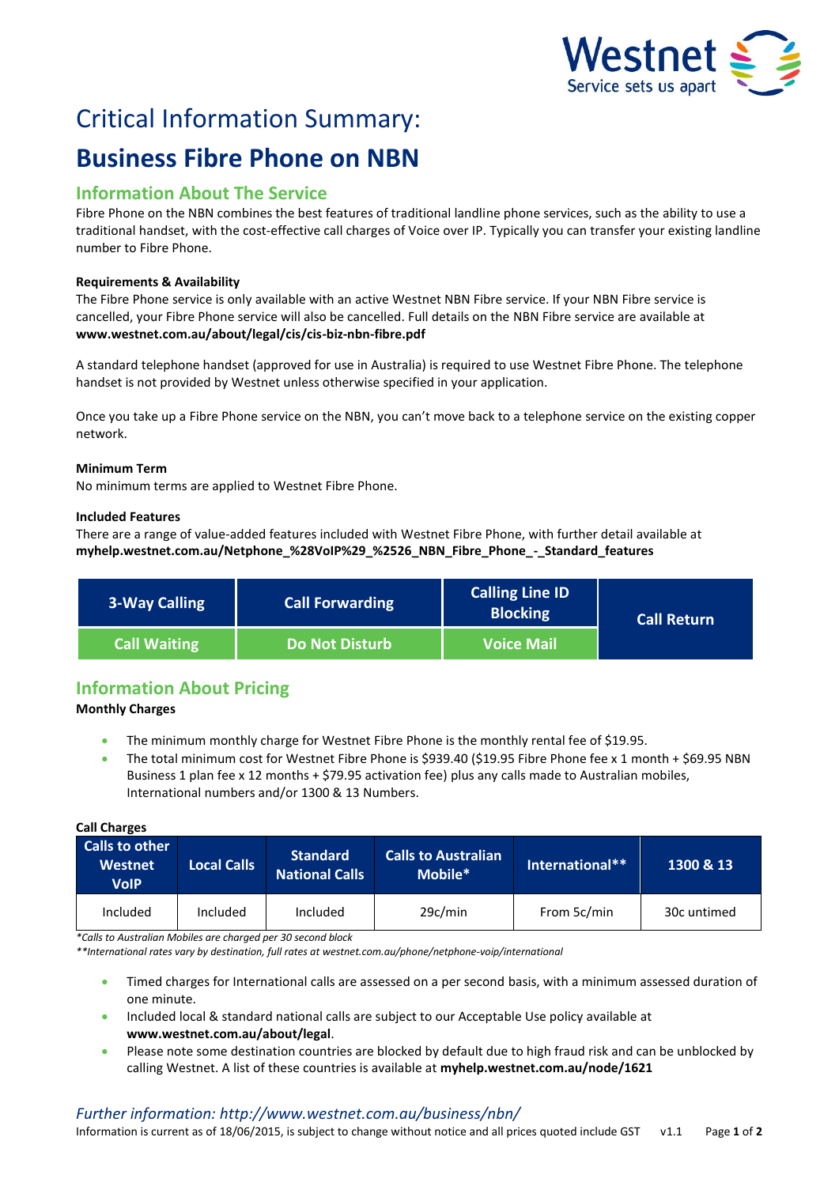# Critical Information Summary:

# Business Fibre Phone on NBN

## Information About The Service

Fibre Phone on the NBN combines the best features of traditional landline phone services, such as the ability to use a traditional handset, with the cost-effective call charges of Voice over IP. Typically you can transfer your existing landline number to Fibre Phone.

**Requirements & Availability**

The Fibre Phone service is only available with an active Westnet NBN Fibre service. If your NBN Fibre service is cancelled, your Fibre Phone service will also be cancelled. Full details on the NBN Fibre service are available at **www.westnet.com.au/about/legal/cis/cis-biz-nbn-fibre.pdf**

A standard telephone handset (approved for use in Australia) is required to use Westnet Fibre Phone. The telephone handset is not provided by Westnet unless otherwise specified in your application.

Once you take up a Fibre Phone service on the NBN, you can't move back to a telephone service on the existing copper network.

**Minimum Term**

No minimum terms are applied to Westnet Fibre Phone.

**Included Features**

There are a range of value-added features included with Westnet Fibre Phone, with further detail available at **myhelp.westnet.com.au/Netphone_%28VoIP%29_%2526_NBN_Fibre_Phone_-_Standard_features**

| 3-Way Calling | Call Forwarding | Calling Line ID Blocking | Call Return |
|---|---|---|---|
| Call Waiting | Do Not Disturb | Voice Mail | |

## Information About Pricing

**Monthly Charges**

- The minimum monthly charge for Westnet Fibre Phone is the monthly rental fee of $19.95.
- The total minimum cost for Westnet Fibre Phone is $939.40 ($19.95 Fibre Phone fee x 1 month + $69.95 NBN Business 1 plan fee x 12 months + $79.95 activation fee) plus any calls made to Australian mobiles, International numbers and/or 1300 & 13 Numbers.

**Call Charges**

| Calls to other Westnet VoIP | Local Calls | Standard National Calls | Calls to Australian Mobile* | International** | 1300 & 13 |
|---|---|---|---|---|---|
| Included | Included | Included | 29c/min | From 5c/min | 30c untimed |

*\*Calls to Australian Mobiles are charged per 30 second block*

*\*\*International rates vary by destination, full rates at westnet.com.au/phone/netphone-voip/international*

- Timed charges for International calls are assessed on a per second basis, with a minimum assessed duration of one minute.
- Included local & standard national calls are subject to our Acceptable Use policy available at **www.westnet.com.au/about/legal**.
- Please note some destination countries are blocked by default due to high fraud risk and can be unblocked by calling Westnet. A list of these countries is available at **myhelp.westnet.com.au/node/1621**

*Further information: http://www.westnet.com.au/business/nbn/*

Information is current as of 18/06/2015, is subject to change without notice and all prices quoted include GST v1.1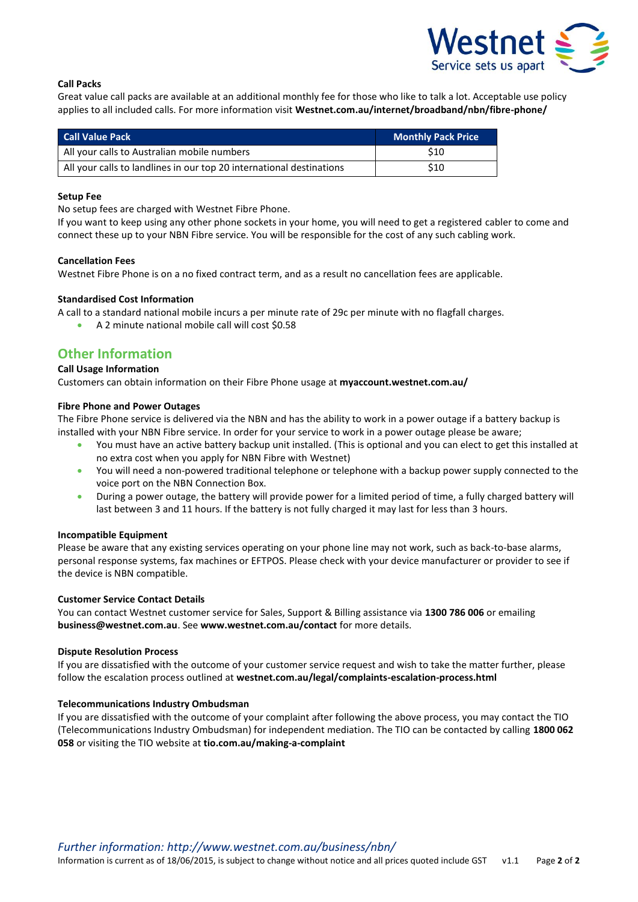### Call Packs

Great value call packs are available at an additional monthly fee for those who like to talk a lot. Acceptable use policy applies to all included calls. For more information visit **Westnet.com.au/internet/broadband/nbn/fibre-phone/**

| Call Value Pack | Monthly Pack Price |
|---|---|
| All your calls to Australian mobile numbers | $10 |
| All your calls to landlines in our top 20 international destinations | $10 |

### Setup Fee

No setup fees are charged with Westnet Fibre Phone.

If you want to keep using any other phone sockets in your home, you will need to get a registered cabler to come and connect these up to your NBN Fibre service. You will be responsible for the cost of any such cabling work.

### Cancellation Fees

Westnet Fibre Phone is on a no fixed contract term, and as a result no cancellation fees are applicable.

### Standardised Cost Information

A call to a standard national mobile incurs a per minute rate of 29c per minute with no flagfall charges.

- A 2 minute national mobile call will cost $0.58

## Other Information

### Call Usage Information

Customers can obtain information on their Fibre Phone usage at **myaccount.westnet.com.au/**

### Fibre Phone and Power Outages

The Fibre Phone service is delivered via the NBN and has the ability to work in a power outage if a battery backup is installed with your NBN Fibre service. In order for your service to work in a power outage please be aware;

- You must have an active battery backup unit installed. (This is optional and you can elect to get this installed at no extra cost when you apply for NBN Fibre with Westnet)
- You will need a non-powered traditional telephone or telephone with a backup power supply connected to the voice port on the NBN Connection Box.
- During a power outage, the battery will provide power for a limited period of time, a fully charged battery will last between 3 and 11 hours. If the battery is not fully charged it may last for less than 3 hours.

### Incompatible Equipment

Please be aware that any existing services operating on your phone line may not work, such as back-to-base alarms, personal response systems, fax machines or EFTPOS. Please check with your device manufacturer or provider to see if the device is NBN compatible.

### Customer Service Contact Details

You can contact Westnet customer service for Sales, Support & Billing assistance via **1300 786 006** or emailing **business@westnet.com.au**. See **www.westnet.com.au/contact** for more details.

### Dispute Resolution Process

If you are dissatisfied with the outcome of your customer service request and wish to take the matter further, please follow the escalation process outlined at **westnet.com.au/legal/complaints-escalation-process.html**

### Telecommunications Industry Ombudsman

If you are dissatisfied with the outcome of your complaint after following the above process, you may contact the TIO (Telecommunications Industry Ombudsman) for independent mediation. The TIO can be contacted by calling **1800 062 058** or visiting the TIO website at **tio.com.au/making-a-complaint**

*Further information: http://www.westnet.com.au/business/nbn/*

Information is current as of 18/06/2015, is subject to change without notice and all prices quoted include GST v1.1